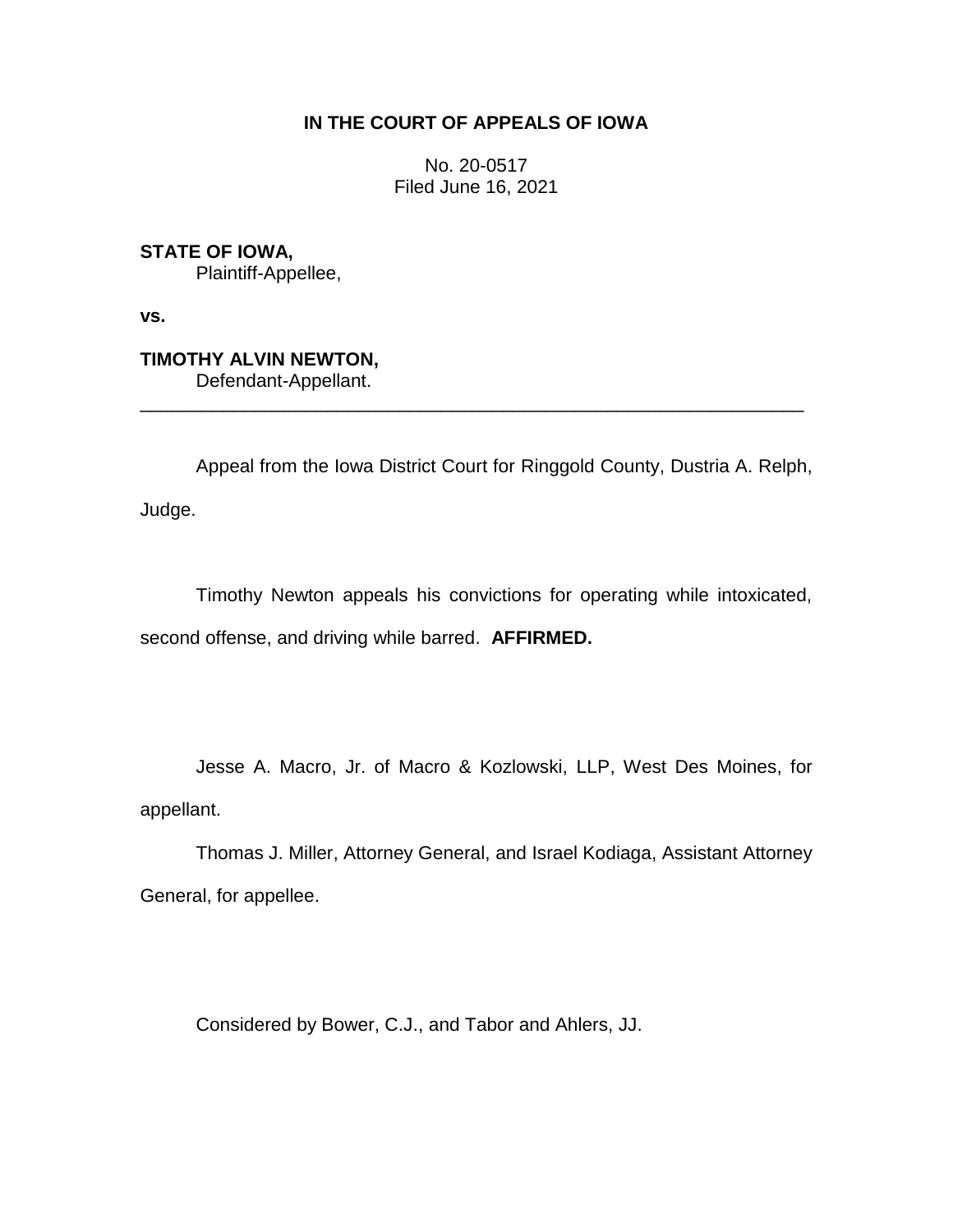**IN THE COURT OF APPEALS OF IOWA**

No. 20-0517
Filed June 16, 2021

**STATE OF IOWA,**
Plaintiff-Appellee,

**vs.**

**TIMOTHY ALVIN NEWTON,**
Defendant-Appellant.

---

Appeal from the Iowa District Court for Ringgold County, Dustria A. Relph, Judge.

Timothy Newton appeals his convictions for operating while intoxicated, second offense, and driving while barred. **AFFIRMED.**

Jesse A. Macro, Jr. of Macro & Kozlowski, LLP, West Des Moines, for appellant.

Thomas J. Miller, Attorney General, and Israel Kodiaga, Assistant Attorney General, for appellee.

Considered by Bower, C.J., and Tabor and Ahlers, JJ.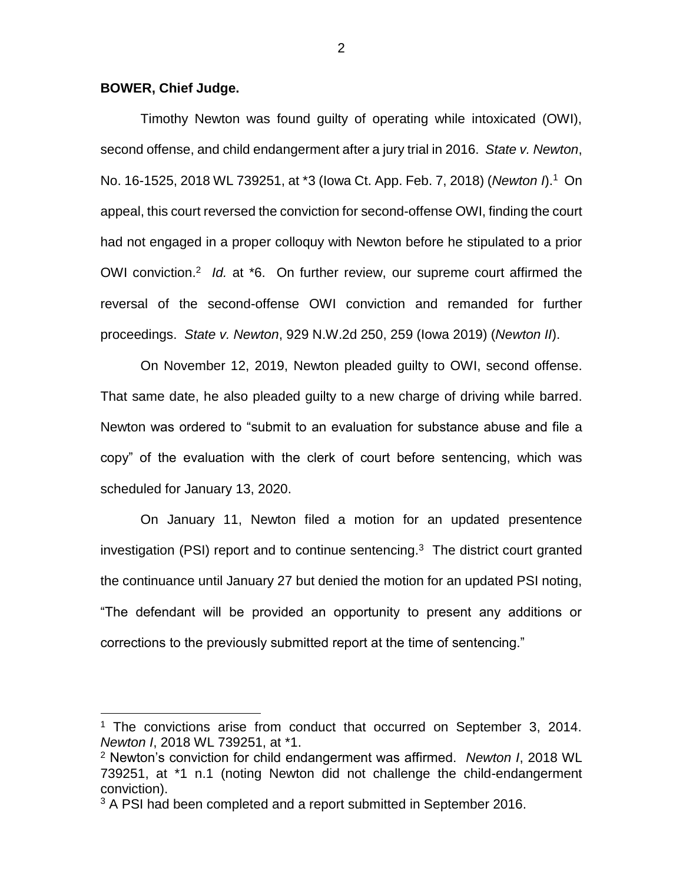**BOWER, Chief Judge.**

Timothy Newton was found guilty of operating while intoxicated (OWI), second offense, and child endangerment after a jury trial in 2016. *State v. Newton*, No. 16-1525, 2018 WL 739251, at *3 (Iowa Ct. App. Feb. 7, 2018) (*Newton I*).[1] On appeal, this court reversed the conviction for second-offense OWI, finding the court had not engaged in a proper colloquy with Newton before he stipulated to a prior OWI conviction.[2] *Id.* at *6. On further review, our supreme court affirmed the reversal of the second-offense OWI conviction and remanded for further proceedings. *State v. Newton*, 929 N.W.2d 250, 259 (Iowa 2019) (*Newton II*).

On November 12, 2019, Newton pleaded guilty to OWI, second offense. That same date, he also pleaded guilty to a new charge of driving while barred. Newton was ordered to "submit to an evaluation for substance abuse and file a copy" of the evaluation with the clerk of court before sentencing, which was scheduled for January 13, 2020.

On January 11, Newton filed a motion for an updated presentence investigation (PSI) report and to continue sentencing.[3] The district court granted the continuance until January 27 but denied the motion for an updated PSI noting, "The defendant will be provided an opportunity to present any additions or corrections to the previously submitted report at the time of sentencing."

---

[1] The convictions arise from conduct that occurred on September 3, 2014. *Newton I*, 2018 WL 739251, at *1.

[2] Newton's conviction for child endangerment was affirmed. *Newton I*, 2018 WL 739251, at *1 n.1 (noting Newton did not challenge the child-endangerment conviction).

[3] A PSI had been completed and a report submitted in September 2016.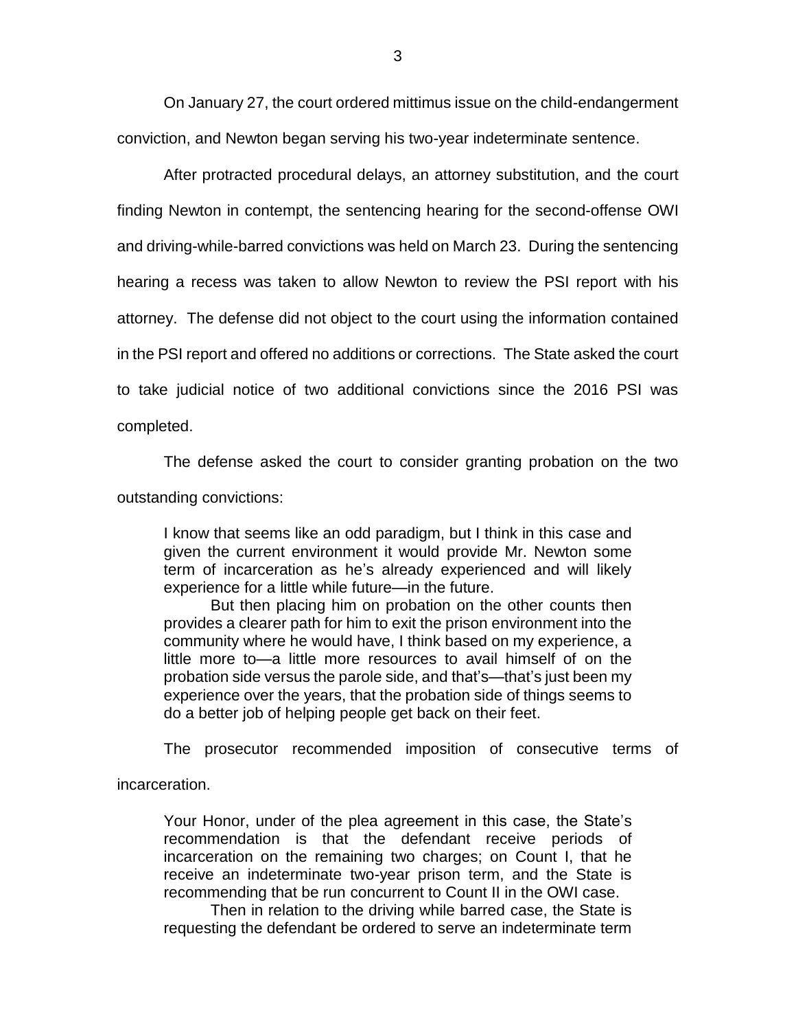On January 27, the court ordered mittimus issue on the child-endangerment conviction, and Newton began serving his two-year indeterminate sentence.

After protracted procedural delays, an attorney substitution, and the court finding Newton in contempt, the sentencing hearing for the second-offense OWI and driving-while-barred convictions was held on March 23. During the sentencing hearing a recess was taken to allow Newton to review the PSI report with his attorney. The defense did not object to the court using the information contained in the PSI report and offered no additions or corrections. The State asked the court to take judicial notice of two additional convictions since the 2016 PSI was completed.

The defense asked the court to consider granting probation on the two outstanding convictions:

> I know that seems like an odd paradigm, but I think in this case and given the current environment it would provide Mr. Newton some term of incarceration as he's already experienced and will likely experience for a little while future—in the future.
>
> But then placing him on probation on the other counts then provides a clearer path for him to exit the prison environment into the community where he would have, I think based on my experience, a little more to—a little more resources to avail himself of on the probation side versus the parole side, and that's—that's just been my experience over the years, that the probation side of things seems to do a better job of helping people get back on their feet.

The prosecutor recommended imposition of consecutive terms of incarceration.

> Your Honor, under of the plea agreement in this case, the State's recommendation is that the defendant receive periods of incarceration on the remaining two charges; on Count I, that he receive an indeterminate two-year prison term, and the State is recommending that be run concurrent to Count II in the OWI case.
>
> Then in relation to the driving while barred case, the State is requesting the defendant be ordered to serve an indeterminate term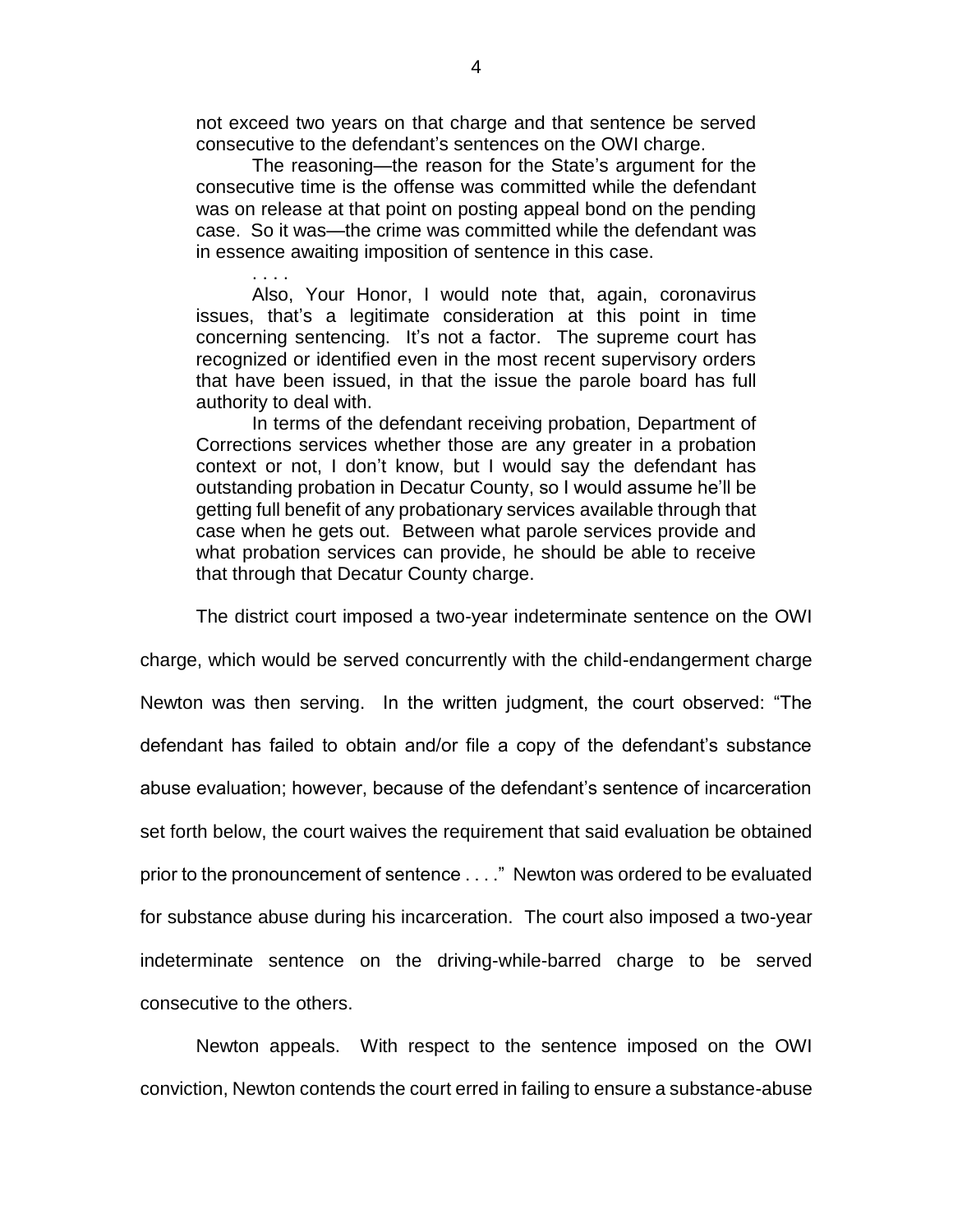not exceed two years on that charge and that sentence be served consecutive to the defendant's sentences on the OWI charge.

The reasoning—the reason for the State's argument for the consecutive time is the offense was committed while the defendant was on release at that point on posting appeal bond on the pending case. So it was—the crime was committed while the defendant was in essence awaiting imposition of sentence in this case.

. . . .

Also, Your Honor, I would note that, again, coronavirus issues, that's a legitimate consideration at this point in time concerning sentencing. It's not a factor. The supreme court has recognized or identified even in the most recent supervisory orders that have been issued, in that the issue the parole board has full authority to deal with.

In terms of the defendant receiving probation, Department of Corrections services whether those are any greater in a probation context or not, I don't know, but I would say the defendant has outstanding probation in Decatur County, so I would assume he'll be getting full benefit of any probationary services available through that case when he gets out. Between what parole services provide and what probation services can provide, he should be able to receive that through that Decatur County charge.

The district court imposed a two-year indeterminate sentence on the OWI charge, which would be served concurrently with the child-endangerment charge Newton was then serving. In the written judgment, the court observed: "The defendant has failed to obtain and/or file a copy of the defendant's substance abuse evaluation; however, because of the defendant's sentence of incarceration set forth below, the court waives the requirement that said evaluation be obtained prior to the pronouncement of sentence . . . ." Newton was ordered to be evaluated for substance abuse during his incarceration. The court also imposed a two-year indeterminate sentence on the driving-while-barred charge to be served consecutive to the others.

Newton appeals. With respect to the sentence imposed on the OWI conviction, Newton contends the court erred in failing to ensure a substance-abuse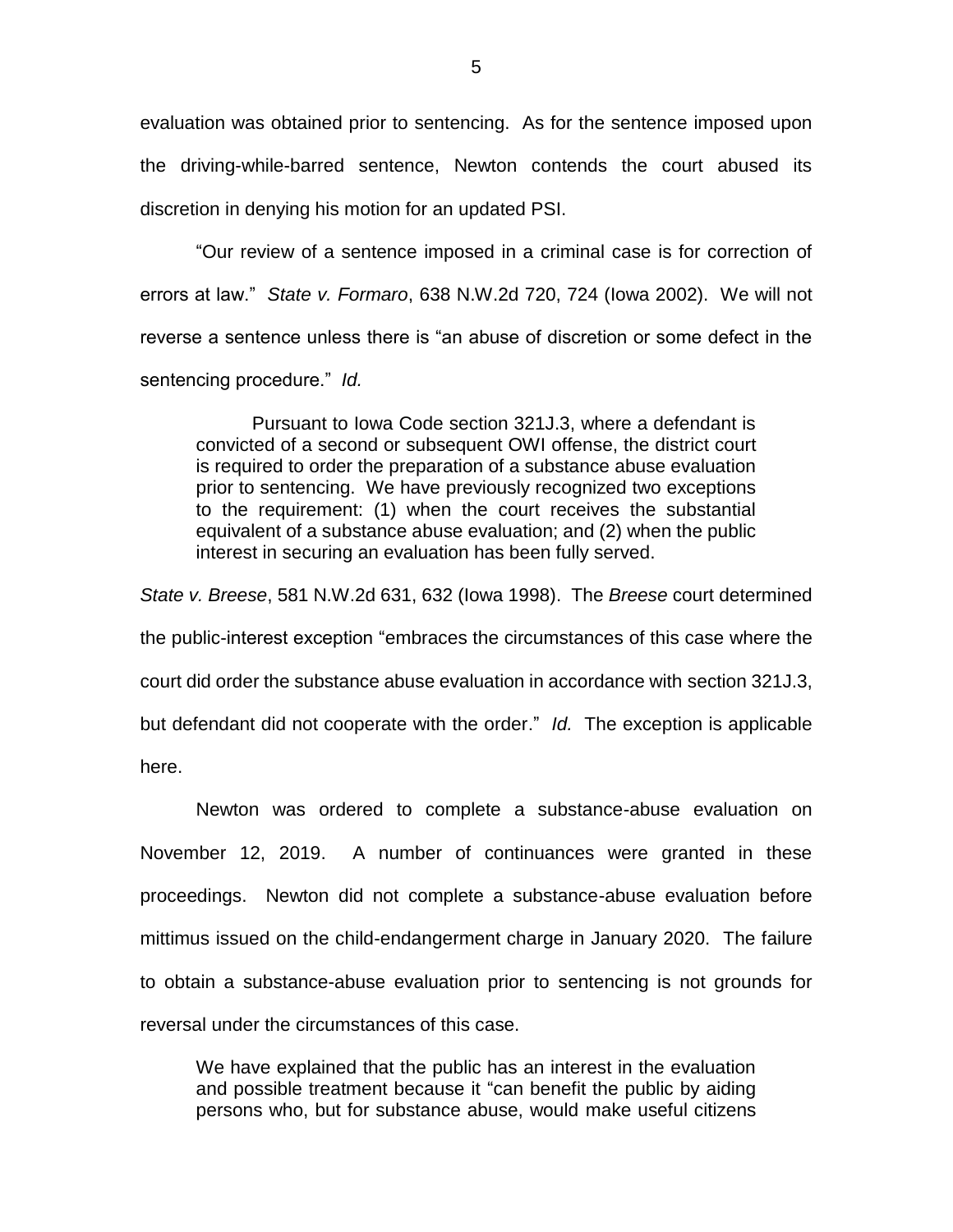evaluation was obtained prior to sentencing. As for the sentence imposed upon the driving-while-barred sentence, Newton contends the court abused its discretion in denying his motion for an updated PSI.

"Our review of a sentence imposed in a criminal case is for correction of errors at law." *State v. Formaro*, 638 N.W.2d 720, 724 (Iowa 2002). We will not reverse a sentence unless there is "an abuse of discretion or some defect in the sentencing procedure." *Id.*

> Pursuant to Iowa Code section 321J.3, where a defendant is convicted of a second or subsequent OWI offense, the district court is required to order the preparation of a substance abuse evaluation prior to sentencing. We have previously recognized two exceptions to the requirement: (1) when the court receives the substantial equivalent of a substance abuse evaluation; and (2) when the public interest in securing an evaluation has been fully served.

*State v. Breese*, 581 N.W.2d 631, 632 (Iowa 1998). The *Breese* court determined the public-interest exception "embraces the circumstances of this case where the court did order the substance abuse evaluation in accordance with section 321J.3, but defendant did not cooperate with the order." *Id.* The exception is applicable here.

Newton was ordered to complete a substance-abuse evaluation on November 12, 2019. A number of continuances were granted in these proceedings. Newton did not complete a substance-abuse evaluation before mittimus issued on the child-endangerment charge in January 2020. The failure to obtain a substance-abuse evaluation prior to sentencing is not grounds for reversal under the circumstances of this case.

> We have explained that the public has an interest in the evaluation and possible treatment because it "can benefit the public by aiding persons who, but for substance abuse, would make useful citizens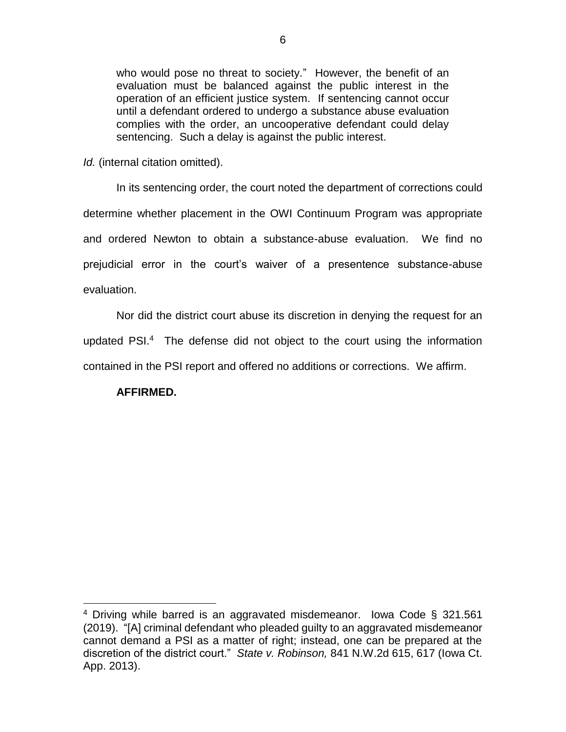> who would pose no threat to society." However, the benefit of an evaluation must be balanced against the public interest in the operation of an efficient justice system. If sentencing cannot occur until a defendant ordered to undergo a substance abuse evaluation complies with the order, an uncooperative defendant could delay sentencing. Such a delay is against the public interest.

*Id.* (internal citation omitted).

In its sentencing order, the court noted the department of corrections could determine whether placement in the OWI Continuum Program was appropriate and ordered Newton to obtain a substance-abuse evaluation. We find no prejudicial error in the court's waiver of a presentence substance-abuse evaluation.

Nor did the district court abuse its discretion in denying the request for an updated PSI.[4] The defense did not object to the court using the information contained in the PSI report and offered no additions or corrections. We affirm.

**AFFIRMED.**

---

[4] Driving while barred is an aggravated misdemeanor. Iowa Code § 321.561 (2019). "[A] criminal defendant who pleaded guilty to an aggravated misdemeanor cannot demand a PSI as a matter of right; instead, one can be prepared at the discretion of the district court." *State v. Robinson,* 841 N.W.2d 615, 617 (Iowa Ct. App. 2013).